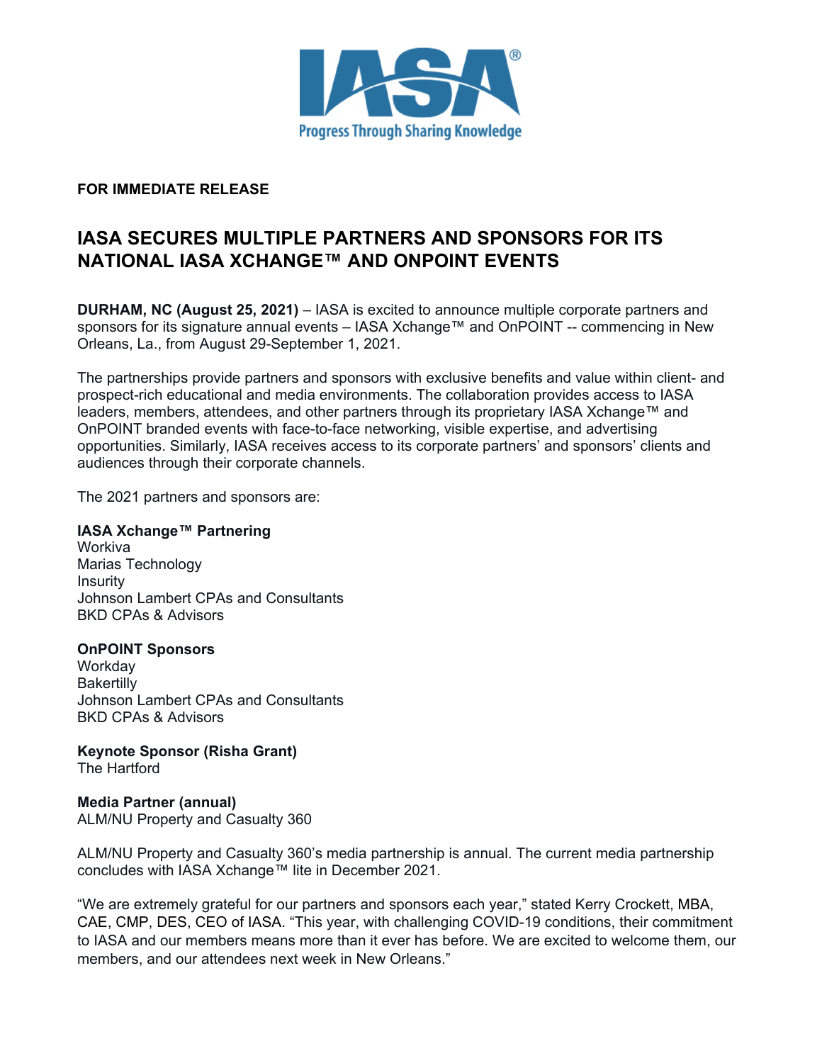IASA®

Progress Through Sharing Knowledge

**FOR IMMEDIATE RELEASE**

# IASA SECURES MULTIPLE PARTNERS AND SPONSORS FOR ITS NATIONAL IASA XCHANGE™ AND ONPOINT EVENTS

**DURHAM, NC (August 25, 2021)** – IASA is excited to announce multiple corporate partners and sponsors for its signature annual events – IASA Xchange™ and OnPOINT -- commencing in New Orleans, La., from August 29-September 1, 2021.

The partnerships provide partners and sponsors with exclusive benefits and value within client- and prospect-rich educational and media environments. The collaboration provides access to IASA leaders, members, attendees, and other partners through its proprietary IASA Xchange™ and OnPOINT branded events with face-to-face networking, visible expertise, and advertising opportunities. Similarly, IASA receives access to its corporate partners' and sponsors' clients and audiences through their corporate channels.

The 2021 partners and sponsors are:

**IASA Xchange™ Partnering**
Workiva
Marias Technology
Insurity
Johnson Lambert CPAs and Consultants
BKD CPAs & Advisors

**OnPOINT Sponsors**
Workday
Bakertilly
Johnson Lambert CPAs and Consultants
BKD CPAs & Advisors

**Keynote Sponsor (Risha Grant)**
The Hartford

**Media Partner (annual)**
ALM/NU Property and Casualty 360

ALM/NU Property and Casualty 360's media partnership is annual. The current media partnership concludes with IASA Xchange™ lite in December 2021.

"We are extremely grateful for our partners and sponsors each year," stated Kerry Crockett, MBA, CAE, CMP, DES, CEO of IASA. "This year, with challenging COVID-19 conditions, their commitment to IASA and our members means more than it ever has before. We are excited to welcome them, our members, and our attendees next week in New Orleans."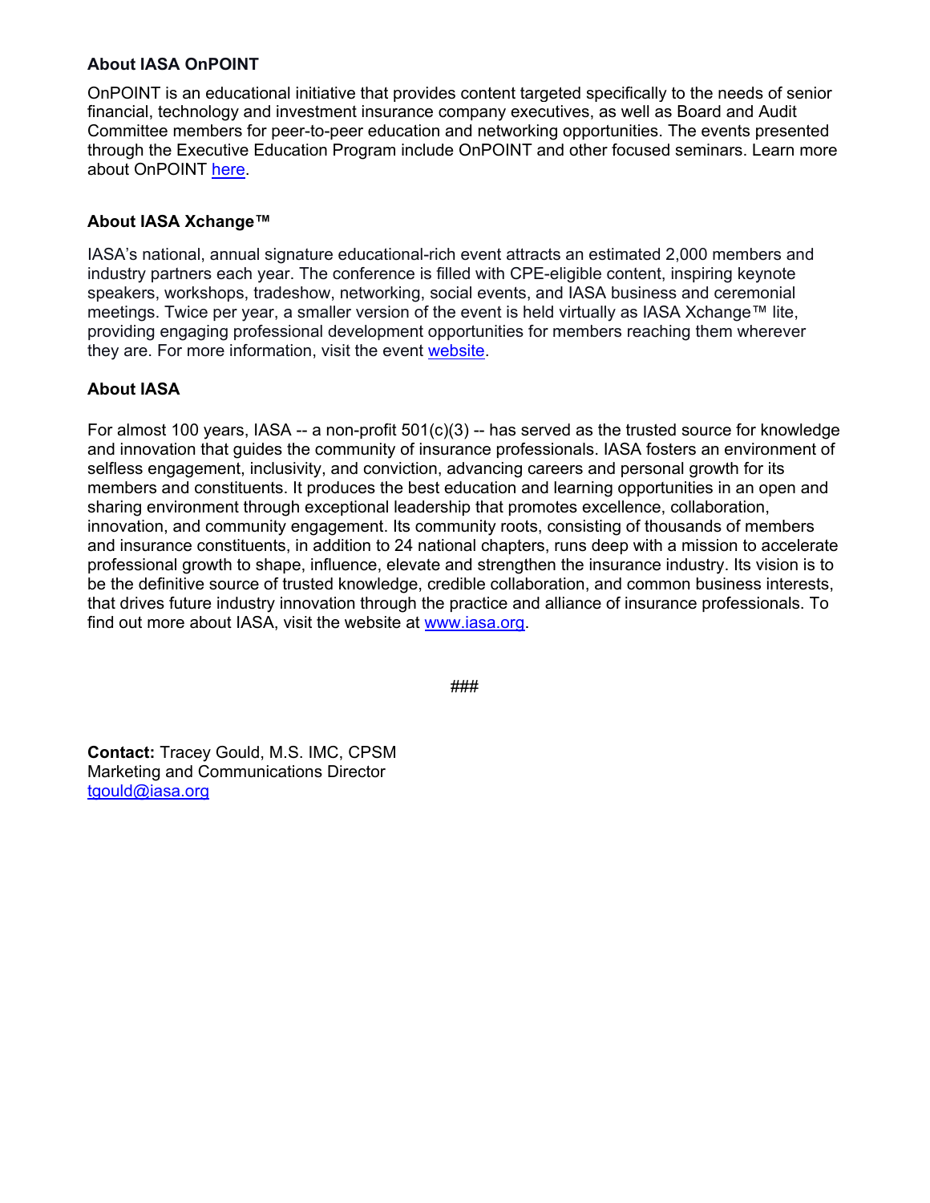**About IASA OnPOINT**

OnPOINT is an educational initiative that provides content targeted specifically to the needs of senior financial, technology and investment insurance company executives, as well as Board and Audit Committee members for peer-to-peer education and networking opportunities. The events presented through the Executive Education Program include OnPOINT and other focused seminars. Learn more about OnPOINT here.

**About IASA Xchange™**

IASA's national, annual signature educational-rich event attracts an estimated 2,000 members and industry partners each year. The conference is filled with CPE-eligible content, inspiring keynote speakers, workshops, tradeshow, networking, social events, and IASA business and ceremonial meetings. Twice per year, a smaller version of the event is held virtually as IASA Xchange™ lite, providing engaging professional development opportunities for members reaching them wherever they are. For more information, visit the event website.

**About IASA**

For almost 100 years, IASA -- a non-profit 501(c)(3) -- has served as the trusted source for knowledge and innovation that guides the community of insurance professionals. IASA fosters an environment of selfless engagement, inclusivity, and conviction, advancing careers and personal growth for its members and constituents. It produces the best education and learning opportunities in an open and sharing environment through exceptional leadership that promotes excellence, collaboration, innovation, and community engagement. Its community roots, consisting of thousands of members and insurance constituents, in addition to 24 national chapters, runs deep with a mission to accelerate professional growth to shape, influence, elevate and strengthen the insurance industry. Its vision is to be the definitive source of trusted knowledge, credible collaboration, and common business interests, that drives future industry innovation through the practice and alliance of insurance professionals. To find out more about IASA, visit the website at www.iasa.org.

###

**Contact:** Tracey Gould, M.S. IMC, CPSM
Marketing and Communications Director
tgould@iasa.org